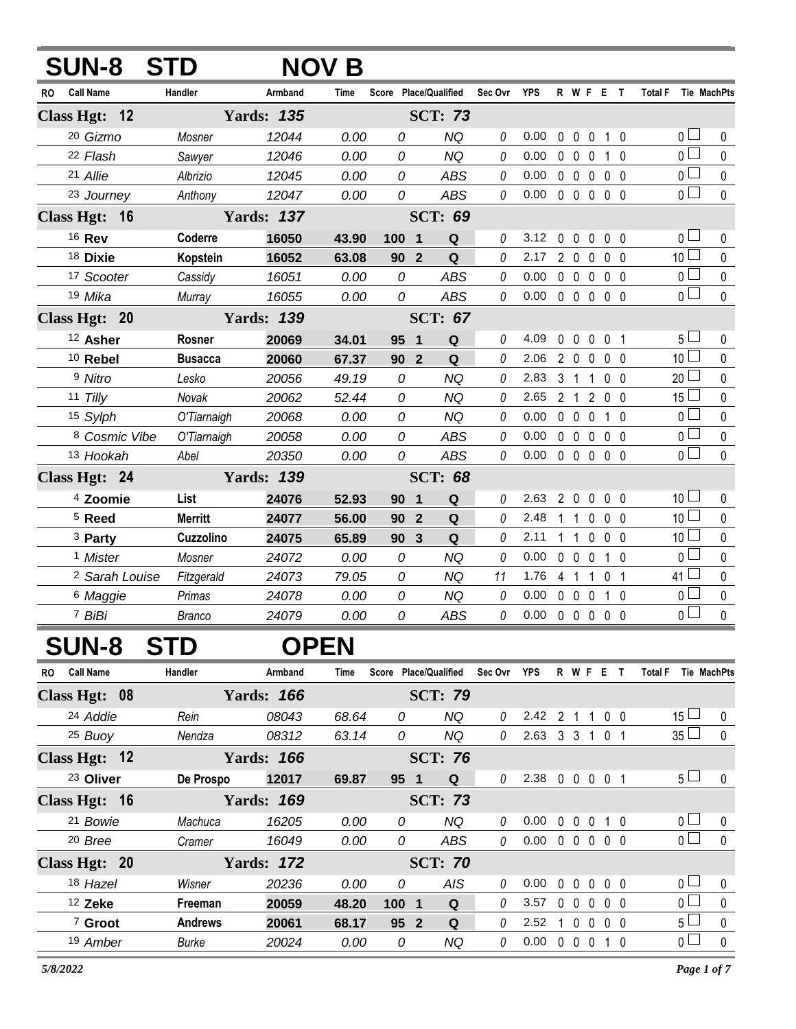# SUN-8 STD NOV B

| RO | Call Name | Handler | Armband | Time | Score | Place/Qualified | Sec Ovr | YPS | R | W | F | E | T | Total F | Tie | MachPts |
|---|---|---|---|---|---|---|---|---|---|---|---|---|---|---|---|---|
| **Class Hgt: 12** | | **Yards: 135** | | | | **SCT: 73** | | | | | | | | | | |
| 20 | Gizmo | Mosner | 12044 | 0.00 | 0 | NQ | 0 | 0.00 | 0 | 0 | 0 | 1 | 0 | 0 | | 0 |
| 22 | Flash | Sawyer | 12046 | 0.00 | 0 | NQ | 0 | 0.00 | 0 | 0 | 0 | 1 | 0 | 0 | | 0 |
| 21 | Allie | Albrizio | 12045 | 0.00 | 0 | ABS | 0 | 0.00 | 0 | 0 | 0 | 0 | 0 | 0 | | 0 |
| 23 | Journey | Anthony | 12047 | 0.00 | 0 | ABS | 0 | 0.00 | 0 | 0 | 0 | 0 | 0 | 0 | | 0 |
| **Class Hgt: 16** | | **Yards: 137** | | | | **SCT: 69** | | | | | | | | | | |
| 16 | **Rev** | **Coderre** | **16050** | **43.90** | **100** | **1 Q** | 0 | 3.12 | 0 | 0 | 0 | 0 | 0 | 0 | | 0 |
| 18 | **Dixie** | **Kopstein** | **16052** | **63.08** | **90** | **2 Q** | 0 | 2.17 | 2 | 0 | 0 | 0 | 0 | 10 | | 0 |
| 17 | Scooter | Cassidy | 16051 | 0.00 | 0 | ABS | 0 | 0.00 | 0 | 0 | 0 | 0 | 0 | 0 | | 0 |
| 19 | Mika | Murray | 16055 | 0.00 | 0 | ABS | 0 | 0.00 | 0 | 0 | 0 | 0 | 0 | 0 | | 0 |
| **Class Hgt: 20** | | **Yards: 139** | | | | **SCT: 67** | | | | | | | | | | |
| 12 | **Asher** | **Rosner** | **20069** | **34.01** | **95** | **1 Q** | 0 | 4.09 | 0 | 0 | 0 | 0 | 1 | 5 | | 0 |
| 10 | **Rebel** | **Busacca** | **20060** | **67.37** | **90** | **2 Q** | 0 | 2.06 | 2 | 0 | 0 | 0 | 0 | 10 | | 0 |
| 9 | Nitro | Lesko | 20056 | 49.19 | 0 | NQ | 0 | 2.83 | 3 | 1 | 1 | 0 | 0 | 20 | | 0 |
| 11 | Tilly | Novak | 20062 | 52.44 | 0 | NQ | 0 | 2.65 | 2 | 1 | 2 | 0 | 0 | 15 | | 0 |
| 15 | Sylph | O'Tiarnaigh | 20068 | 0.00 | 0 | NQ | 0 | 0.00 | 0 | 0 | 0 | 1 | 0 | 0 | | 0 |
| 8 | Cosmic Vibe | O'Tiarnaigh | 20058 | 0.00 | 0 | ABS | 0 | 0.00 | 0 | 0 | 0 | 0 | 0 | 0 | | 0 |
| 13 | Hookah | Abel | 20350 | 0.00 | 0 | ABS | 0 | 0.00 | 0 | 0 | 0 | 0 | 0 | 0 | | 0 |
| **Class Hgt: 24** | | **Yards: 139** | | | | **SCT: 68** | | | | | | | | | | |
| 4 | **Zoomie** | **List** | **24076** | **52.93** | **90** | **1 Q** | 0 | 2.63 | 2 | 0 | 0 | 0 | 0 | 10 | | 0 |
| 5 | **Reed** | **Merritt** | **24077** | **56.00** | **90** | **2 Q** | 0 | 2.48 | 1 | 1 | 0 | 0 | 0 | 10 | | 0 |
| 3 | **Party** | **Cuzzolino** | **24075** | **65.89** | **90** | **3 Q** | 0 | 2.11 | 1 | 1 | 0 | 0 | 0 | 10 | | 0 |
| 1 | Mister | Mosner | 24072 | 0.00 | 0 | NQ | 0 | 0.00 | 0 | 0 | 0 | 1 | 0 | 0 | | 0 |
| 2 | Sarah Louise | Fitzgerald | 24073 | 79.05 | 0 | NQ | 11 | 1.76 | 4 | 1 | 1 | 0 | 1 | 41 | | 0 |
| 6 | Maggie | Primas | 24078 | 0.00 | 0 | NQ | 0 | 0.00 | 0 | 0 | 0 | 1 | 0 | 0 | | 0 |
| 7 | BiBi | Branco | 24079 | 0.00 | 0 | ABS | 0 | 0.00 | 0 | 0 | 0 | 0 | 0 | 0 | | 0 |

# SUN-8 STD OPEN

| RO | Call Name | Handler | Armband | Time | Score | Place/Qualified | Sec Ovr | YPS | R | W | F | E | T | Total F | Tie | MachPts |
|---|---|---|---|---|---|---|---|---|---|---|---|---|---|---|---|---|
| **Class Hgt: 08** | | **Yards: 166** | | | | **SCT: 79** | | | | | | | | | | |
| 24 | Addie | Rein | 08043 | 68.64 | 0 | NQ | 0 | 2.42 | 2 | 1 | 1 | 0 | 0 | 15 | | 0 |
| 25 | Buoy | Nendza | 08312 | 63.14 | 0 | NQ | 0 | 2.63 | 3 | 3 | 1 | 0 | 1 | 35 | | 0 |
| **Class Hgt: 12** | | **Yards: 166** | | | | **SCT: 76** | | | | | | | | | | |
| 23 | **Oliver** | **De Prospo** | **12017** | **69.87** | **95** | **1 Q** | 0 | 2.38 | 0 | 0 | 0 | 0 | 1 | 5 | | 0 |
| **Class Hgt: 16** | | **Yards: 169** | | | | **SCT: 73** | | | | | | | | | | |
| 21 | Bowie | Machuca | 16205 | 0.00 | 0 | NQ | 0 | 0.00 | 0 | 0 | 0 | 1 | 0 | 0 | | 0 |
| 20 | Bree | Cramer | 16049 | 0.00 | 0 | ABS | 0 | 0.00 | 0 | 0 | 0 | 0 | 0 | 0 | | 0 |
| **Class Hgt: 20** | | **Yards: 172** | | | | **SCT: 70** | | | | | | | | | | |
| 18 | Hazel | Wisner | 20236 | 0.00 | 0 | AIS | 0 | 0.00 | 0 | 0 | 0 | 0 | 0 | 0 | | 0 |
| 12 | **Zeke** | **Freeman** | **20059** | **48.20** | **100** | **1 Q** | 0 | 3.57 | 0 | 0 | 0 | 0 | 0 | 0 | | 0 |
| 7 | **Groot** | **Andrews** | **20061** | **68.17** | **95** | **2 Q** | 0 | 2.52 | 1 | 0 | 0 | 0 | 0 | 5 | | 0 |
| 19 | Amber | Burke | 20024 | 0.00 | 0 | NQ | 0 | 0.00 | 0 | 0 | 0 | 1 | 0 | 0 | | 0 |

*5/8/2022*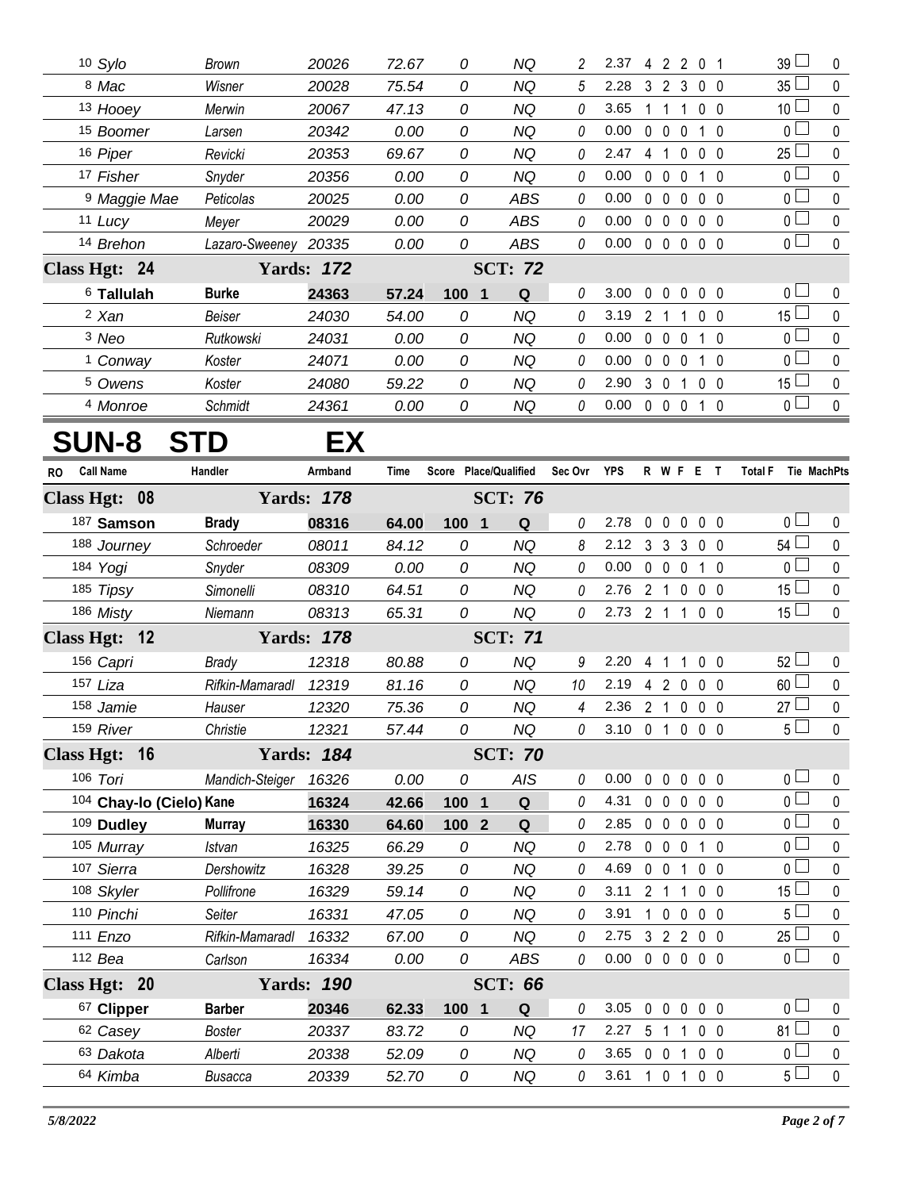| RO | Call Name | Handler | Armband | Time | Score | Place/Qualified | Sec Ovr | YPS | R | W | F | E | T | Total F | Tie | MachPts |
|---|---|---|---|---|---|---|---|---|---|---|---|---|---|---|---|---|
| 10 | Sylo | Brown | 20026 | 72.67 | 0 | NQ | 2 | 2.37 | 4 | 2 | 2 | 0 | 1 | 39 | | 0 |
| 8 | Mac | Wisner | 20028 | 75.54 | 0 | NQ | 5 | 2.28 | 3 | 2 | 3 | 0 | 0 | 35 | | 0 |
| 13 | Hooey | Merwin | 20067 | 47.13 | 0 | NQ | 0 | 3.65 | 1 | 1 | 1 | 0 | 0 | 10 | | 0 |
| 15 | Boomer | Larsen | 20342 | 0.00 | 0 | NQ | 0 | 0.00 | 0 | 0 | 0 | 1 | 0 | 0 | | 0 |
| 16 | Piper | Revicki | 20353 | 69.67 | 0 | NQ | 0 | 2.47 | 4 | 1 | 0 | 0 | 0 | 25 | | 0 |
| 17 | Fisher | Snyder | 20356 | 0.00 | 0 | NQ | 0 | 0.00 | 0 | 0 | 0 | 1 | 0 | 0 | | 0 |
| 9 | Maggie Mae | Peticolas | 20025 | 0.00 | 0 | ABS | 0 | 0.00 | 0 | 0 | 0 | 0 | 0 | 0 | | 0 |
| 11 | Lucy | Meyer | 20029 | 0.00 | 0 | ABS | 0 | 0.00 | 0 | 0 | 0 | 0 | 0 | 0 | | 0 |
| 14 | Brehon | Lazaro-Sweeney | 20335 | 0.00 | 0 | ABS | 0 | 0.00 | 0 | 0 | 0 | 0 | 0 | 0 | | 0 |
| **Class Hgt: 24** | | **Yards: 172** | | | | **SCT: 72** | | | | | | | | | | |
| 6 | **Tallulah** | **Burke** | **24363** | **57.24** | **100** | **1 Q** | 0 | 3.00 | 0 | 0 | 0 | 0 | 0 | 0 | | 0 |
| 2 | Xan | Beiser | 24030 | 54.00 | 0 | NQ | 0 | 3.19 | 2 | 1 | 1 | 0 | 0 | 15 | | 0 |
| 3 | Neo | Rutkowski | 24031 | 0.00 | 0 | NQ | 0 | 0.00 | 0 | 0 | 0 | 1 | 0 | 0 | | 0 |
| 1 | Conway | Koster | 24071 | 0.00 | 0 | NQ | 0 | 0.00 | 0 | 0 | 0 | 1 | 0 | 0 | | 0 |
| 5 | Owens | Koster | 24080 | 59.22 | 0 | NQ | 0 | 2.90 | 3 | 0 | 1 | 0 | 0 | 15 | | 0 |
| 4 | Monroe | Schmidt | 24361 | 0.00 | 0 | NQ | 0 | 0.00 | 0 | 0 | 0 | 1 | 0 | 0 | | 0 |

# SUN-8 STD EX

| RO | Call Name | Handler | Armband | Time | Score | Place/Qualified | Sec Ovr | YPS | R | W | F | E | T | Total F | Tie | MachPts |
|---|---|---|---|---|---|---|---|---|---|---|---|---|---|---|---|---|
| **Class Hgt: 08** | | **Yards: 178** | | | | **SCT: 76** | | | | | | | | | | |
| 187 | **Samson** | **Brady** | **08316** | **64.00** | **100** | **1 Q** | 0 | 2.78 | 0 | 0 | 0 | 0 | 0 | 0 | | 0 |
| 188 | Journey | Schroeder | 08011 | 84.12 | 0 | NQ | 8 | 2.12 | 3 | 3 | 3 | 0 | 0 | 54 | | 0 |
| 184 | Yogi | Snyder | 08309 | 0.00 | 0 | NQ | 0 | 0.00 | 0 | 0 | 0 | 1 | 0 | 0 | | 0 |
| 185 | Tipsy | Simonelli | 08310 | 64.51 | 0 | NQ | 0 | 2.76 | 2 | 1 | 0 | 0 | 0 | 15 | | 0 |
| 186 | Misty | Niemann | 08313 | 65.31 | 0 | NQ | 0 | 2.73 | 2 | 1 | 1 | 0 | 0 | 15 | | 0 |
| **Class Hgt: 12** | | **Yards: 178** | | | | **SCT: 71** | | | | | | | | | | |
| 156 | Capri | Brady | 12318 | 80.88 | 0 | NQ | 9 | 2.20 | 4 | 1 | 1 | 0 | 0 | 52 | | 0 |
| 157 | Liza | Rifkin-Mamaradl | 12319 | 81.16 | 0 | NQ | 10 | 2.19 | 4 | 2 | 0 | 0 | 0 | 60 | | 0 |
| 158 | Jamie | Hauser | 12320 | 75.36 | 0 | NQ | 4 | 2.36 | 2 | 1 | 0 | 0 | 0 | 27 | | 0 |
| 159 | River | Christie | 12321 | 57.44 | 0 | NQ | 0 | 3.10 | 0 | 1 | 0 | 0 | 0 | 5 | | 0 |
| **Class Hgt: 16** | | **Yards: 184** | | | | **SCT: 70** | | | | | | | | | | |
| 106 | Tori | Mandich-Steiger | 16326 | 0.00 | 0 | AIS | 0 | 0.00 | 0 | 0 | 0 | 0 | 0 | 0 | | 0 |
| 104 | **Chay-lo (Cielo)** | **Kane** | **16324** | **42.66** | **100** | **1 Q** | 0 | 4.31 | 0 | 0 | 0 | 0 | 0 | 0 | | 0 |
| 109 | **Dudley** | **Murray** | **16330** | **64.60** | **100** | **2 Q** | 0 | 2.85 | 0 | 0 | 0 | 0 | 0 | 0 | | 0 |
| 105 | Murray | Istvan | 16325 | 66.29 | 0 | NQ | 0 | 2.78 | 0 | 0 | 0 | 1 | 0 | 0 | | 0 |
| 107 | Sierra | Dershowitz | 16328 | 39.25 | 0 | NQ | 0 | 4.69 | 0 | 0 | 1 | 0 | 0 | 0 | | 0 |
| 108 | Skyler | Pollifrone | 16329 | 59.14 | 0 | NQ | 0 | 3.11 | 2 | 1 | 1 | 0 | 0 | 15 | | 0 |
| 110 | Pinchi | Seiter | 16331 | 47.05 | 0 | NQ | 0 | 3.91 | 1 | 0 | 0 | 0 | 0 | 5 | | 0 |
| 111 | Enzo | Rifkin-Mamaradl | 16332 | 67.00 | 0 | NQ | 0 | 2.75 | 3 | 2 | 2 | 0 | 0 | 25 | | 0 |
| 112 | Bea | Carlson | 16334 | 0.00 | 0 | ABS | 0 | 0.00 | 0 | 0 | 0 | 0 | 0 | 0 | | 0 |
| **Class Hgt: 20** | | **Yards: 190** | | | | **SCT: 66** | | | | | | | | | | |
| 67 | **Clipper** | **Barber** | **20346** | **62.33** | **100** | **1 Q** | 0 | 3.05 | 0 | 0 | 0 | 0 | 0 | 0 | | 0 |
| 62 | Casey | Boster | 20337 | 83.72 | 0 | NQ | 17 | 2.27 | 5 | 1 | 1 | 0 | 0 | 81 | | 0 |
| 63 | Dakota | Alberti | 20338 | 52.09 | 0 | NQ | 0 | 3.65 | 0 | 0 | 1 | 0 | 0 | 0 | | 0 |
| 64 | Kimba | Busacca | 20339 | 52.70 | 0 | NQ | 0 | 3.61 | 1 | 0 | 1 | 0 | 0 | 5 | | 0 |

*5/8/2022*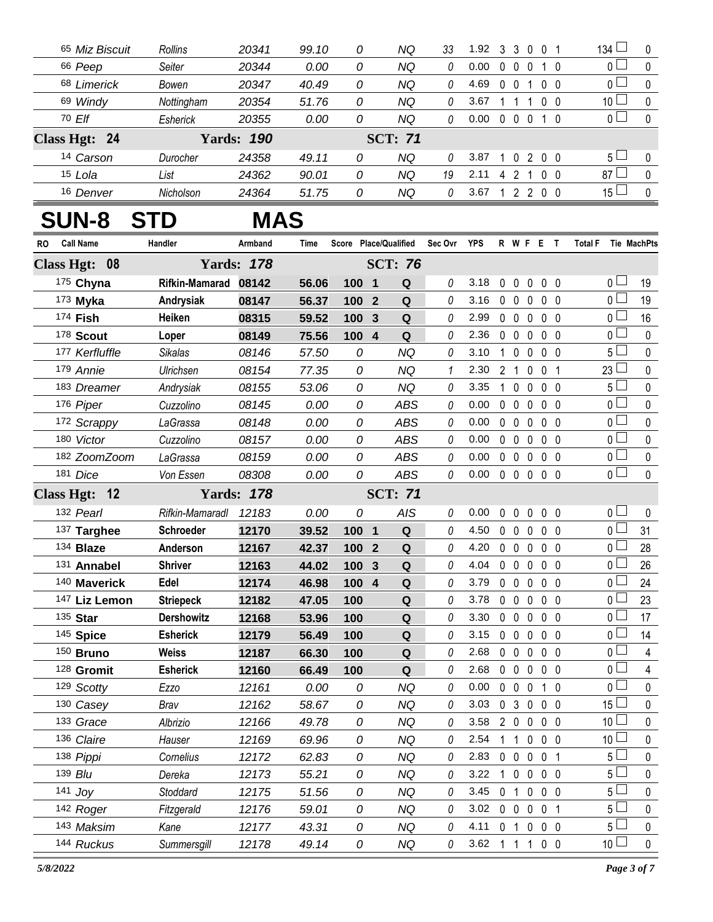| RO | Call Name | Handler | Armband | Time | Score | Place/Qualified | | Sec Ovr | YPS | R | W | F | E | T | Total F | Tie | MachPts |
|---|---|---|---|---|---|---|---|---|---|---|---|---|---|---|---|---|---|
| | 65 *Miz Biscuit* | *Rollins* | *20341* | *99.10* | *0* | | *NQ* | *33* | 1.92 | 3 | 3 | 0 | 0 | 1 | 134 | ☐ | 0 |
| | 66 *Peep* | *Seiter* | *20344* | *0.00* | *0* | | *NQ* | *0* | 0.00 | 0 | 0 | 0 | 1 | 0 | 0 | ☐ | 0 |
| | 68 *Limerick* | *Bowen* | *20347* | *40.49* | *0* | | *NQ* | *0* | 4.69 | 0 | 0 | 1 | 0 | 0 | 0 | ☐ | 0 |
| | 69 *Windy* | *Nottingham* | *20354* | *51.76* | *0* | | *NQ* | *0* | 3.67 | 1 | 1 | 1 | 0 | 0 | 10 | ☐ | 0 |
| | 70 *Elf* | *Esherick* | *20355* | *0.00* | *0* | | *NQ* | *0* | 0.00 | 0 | 0 | 0 | 1 | 0 | 0 | ☐ | 0 |
| **Class Hgt: 24** | | **Yards: *190*** | | | | **SCT: *71*** | | | | | | | | | | | |
| | 14 *Carson* | *Durocher* | *24358* | *49.11* | *0* | | *NQ* | *0* | 3.87 | 1 | 0 | 2 | 0 | 0 | 5 | ☐ | 0 |
| | 15 *Lola* | *List* | *24362* | *90.01* | *0* | | *NQ* | *19* | 2.11 | 4 | 2 | 1 | 0 | 0 | 87 | ☐ | 0 |
| | 16 *Denver* | *Nicholson* | *24364* | *51.75* | *0* | | *NQ* | *0* | 3.67 | 1 | 2 | 2 | 0 | 0 | 15 | ☐ | 0 |

# SUN-8 STD MAS

| RO | Call Name | Handler | Armband | Time | Score | Place/Qualified | | Sec Ovr | YPS | R | W | F | E | T | Total F | Tie | MachPts |
|---|---|---|---|---|---|---|---|---|---|---|---|---|---|---|---|---|---|
| **Class Hgt: 08** | | **Yards: *178*** | | | | **SCT: *76*** | | | | | | | | | | | |
| | 175 **Chyna** | **Rifkin-Mamarad** | **08142** | **56.06** | **100** | **1** | **Q** | *0* | 3.18 | 0 | 0 | 0 | 0 | 0 | 0 | ☐ | 19 |
| | 173 **Myka** | **Andrysiak** | **08147** | **56.37** | **100** | **2** | **Q** | *0* | 3.16 | 0 | 0 | 0 | 0 | 0 | 0 | ☐ | 19 |
| | 174 **Fish** | **Heiken** | **08315** | **59.52** | **100** | **3** | **Q** | *0* | 2.99 | 0 | 0 | 0 | 0 | 0 | 0 | ☐ | 16 |
| | 178 **Scout** | **Loper** | **08149** | **75.56** | **100** | **4** | **Q** | *0* | 2.36 | 0 | 0 | 0 | 0 | 0 | 0 | ☐ | 0 |
| | 177 *Kerfluffle* | *Sikalas* | *08146* | *57.50* | *0* | | *NQ* | *0* | 3.10 | 1 | 0 | 0 | 0 | 0 | 5 | ☐ | 0 |
| | 179 *Annie* | *Ulrichsen* | *08154* | *77.35* | *0* | | *NQ* | *1* | 2.30 | 2 | 1 | 0 | 0 | 1 | 23 | ☐ | 0 |
| | 183 *Dreamer* | *Andrysiak* | *08155* | *53.06* | *0* | | *NQ* | *0* | 3.35 | 1 | 0 | 0 | 0 | 0 | 5 | ☐ | 0 |
| | 176 *Piper* | *Cuzzolino* | *08145* | *0.00* | *0* | | *ABS* | *0* | 0.00 | 0 | 0 | 0 | 0 | 0 | 0 | ☐ | 0 |
| | 172 *Scrappy* | *LaGrassa* | *08148* | *0.00* | *0* | | *ABS* | *0* | 0.00 | 0 | 0 | 0 | 0 | 0 | 0 | ☐ | 0 |
| | 180 *Victor* | *Cuzzolino* | *08157* | *0.00* | *0* | | *ABS* | *0* | 0.00 | 0 | 0 | 0 | 0 | 0 | 0 | ☐ | 0 |
| | 182 *ZoomZoom* | *LaGrassa* | *08159* | *0.00* | *0* | | *ABS* | *0* | 0.00 | 0 | 0 | 0 | 0 | 0 | 0 | ☐ | 0 |
| | 181 *Dice* | *Von Essen* | *08308* | *0.00* | *0* | | *ABS* | *0* | 0.00 | 0 | 0 | 0 | 0 | 0 | 0 | ☐ | 0 |
| **Class Hgt: 12** | | **Yards: *178*** | | | | **SCT: *71*** | | | | | | | | | | | |
| | 132 *Pearl* | *Rifkin-Mamaradl* | *12183* | *0.00* | *0* | | *AIS* | *0* | 0.00 | 0 | 0 | 0 | 0 | 0 | 0 | ☐ | 0 |
| | 137 **Targhee** | **Schroeder** | **12170** | **39.52** | **100** | **1** | **Q** | *0* | 4.50 | 0 | 0 | 0 | 0 | 0 | 0 | ☐ | 31 |
| | 134 **Blaze** | **Anderson** | **12167** | **42.37** | **100** | **2** | **Q** | *0* | 4.20 | 0 | 0 | 0 | 0 | 0 | 0 | ☐ | 28 |
| | 131 **Annabel** | **Shriver** | **12163** | **44.02** | **100** | **3** | **Q** | *0* | 4.04 | 0 | 0 | 0 | 0 | 0 | 0 | ☐ | 26 |
| | 140 **Maverick** | **Edel** | **12174** | **46.98** | **100** | **4** | **Q** | *0* | 3.79 | 0 | 0 | 0 | 0 | 0 | 0 | ☐ | 24 |
| | 147 **Liz Lemon** | **Striepeck** | **12182** | **47.05** | **100** | | **Q** | *0* | 3.78 | 0 | 0 | 0 | 0 | 0 | 0 | ☐ | 23 |
| | 135 **Star** | **Dershowitz** | **12168** | **53.96** | **100** | | **Q** | *0* | 3.30 | 0 | 0 | 0 | 0 | 0 | 0 | ☐ | 17 |
| | 145 **Spice** | **Esherick** | **12179** | **56.49** | **100** | | **Q** | *0* | 3.15 | 0 | 0 | 0 | 0 | 0 | 0 | ☐ | 14 |
| | 150 **Bruno** | **Weiss** | **12187** | **66.30** | **100** | | **Q** | *0* | 2.68 | 0 | 0 | 0 | 0 | 0 | 0 | ☐ | 4 |
| | 128 **Gromit** | **Esherick** | **12160** | **66.49** | **100** | | **Q** | *0* | 2.68 | 0 | 0 | 0 | 0 | 0 | 0 | ☐ | 4 |
| | 129 *Scotty* | *Ezzo* | *12161* | *0.00* | *0* | | *NQ* | *0* | 0.00 | 0 | 0 | 0 | 1 | 0 | 0 | ☐ | 0 |
| | 130 *Casey* | *Brav* | *12162* | *58.67* | *0* | | *NQ* | *0* | 3.03 | 0 | 3 | 0 | 0 | 0 | 15 | ☐ | 0 |
| | 133 *Grace* | *Albrizio* | *12166* | *49.78* | *0* | | *NQ* | *0* | 3.58 | 2 | 0 | 0 | 0 | 0 | 10 | ☐ | 0 |
| | 136 *Claire* | *Hauser* | *12169* | *69.96* | *0* | | *NQ* | *0* | 2.54 | 1 | 1 | 0 | 0 | 0 | 10 | ☐ | 0 |
| | 138 *Pippi* | *Cornelius* | *12172* | *62.83* | *0* | | *NQ* | *0* | 2.83 | 0 | 0 | 0 | 0 | 1 | 5 | ☐ | 0 |
| | 139 *Blu* | *Dereka* | *12173* | *55.21* | *0* | | *NQ* | *0* | 3.22 | 1 | 0 | 0 | 0 | 0 | 5 | ☐ | 0 |
| | 141 *Joy* | *Stoddard* | *12175* | *51.56* | *0* | | *NQ* | *0* | 3.45 | 0 | 1 | 0 | 0 | 0 | 5 | ☐ | 0 |
| | 142 *Roger* | *Fitzgerald* | *12176* | *59.01* | *0* | | *NQ* | *0* | 3.02 | 0 | 0 | 0 | 0 | 1 | 5 | ☐ | 0 |
| | 143 *Maksim* | *Kane* | *12177* | *43.31* | *0* | | *NQ* | *0* | 4.11 | 0 | 1 | 0 | 0 | 0 | 5 | ☐ | 0 |
| | 144 *Ruckus* | *Summersgill* | *12178* | *49.14* | *0* | | *NQ* | *0* | 3.62 | 1 | 1 | 1 | 0 | 0 | 10 | ☐ | 0 |

*5/8/2022*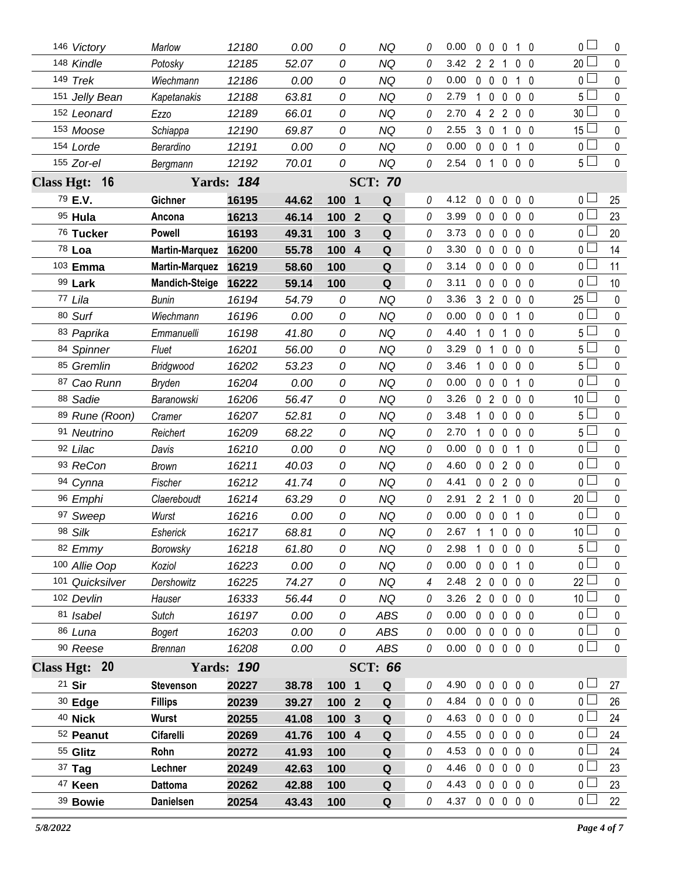| Armband | Dog | Handler | Reg | Time | Score | Place | Q | Refusals | YPS | Faults | | | | | Total Faults | Points |
|---|---|---|---|---|---|---|---|---|---|---|---|---|---|---|---|---|
| 146 | Victory | Marlow | 12180 | 0.00 | 0 | | NQ | 0 | 0.00 | 0 | 0 | 0 | 1 | 0 | 0 | 0 |
| 148 | Kindle | Potosky | 12185 | 52.07 | 0 | | NQ | 0 | 3.42 | 2 | 2 | 1 | 0 | 0 | 20 | 0 |
| 149 | Trek | Wiechmann | 12186 | 0.00 | 0 | | NQ | 0 | 0.00 | 0 | 0 | 0 | 1 | 0 | 0 | 0 |
| 151 | Jelly Bean | Kapetanakis | 12188 | 63.81 | 0 | | NQ | 0 | 2.79 | 1 | 0 | 0 | 0 | 0 | 5 | 0 |
| 152 | Leonard | Ezzo | 12189 | 66.01 | 0 | | NQ | 0 | 2.70 | 4 | 2 | 2 | 0 | 0 | 30 | 0 |
| 153 | Moose | Schiappa | 12190 | 69.87 | 0 | | NQ | 0 | 2.55 | 3 | 0 | 1 | 0 | 0 | 15 | 0 |
| 154 | Lorde | Berardino | 12191 | 0.00 | 0 | | NQ | 0 | 0.00 | 0 | 0 | 0 | 1 | 0 | 0 | 0 |
| 155 | Zor-el | Bergmann | 12192 | 70.01 | 0 | | NQ | 0 | 2.54 | 0 | 1 | 0 | 0 | 0 | 5 | 0 |

**Class Hgt: 16 — Yards: 184 — SCT: 70**

| Armband | Dog | Handler | Reg | Time | Score | Place | Q | Refusals | YPS | Faults | | | | | Total Faults | Points |
|---|---|---|---|---|---|---|---|---|---|---|---|---|---|---|---|---|
| 79 | **E.V.** | **Gichner** | **16195** | **44.62** | **100** | **1** | **Q** | 0 | 4.12 | 0 | 0 | 0 | 0 | 0 | 0 | 25 |
| 95 | **Hula** | **Ancona** | **16213** | **46.14** | **100** | **2** | **Q** | 0 | 3.99 | 0 | 0 | 0 | 0 | 0 | 0 | 23 |
| 76 | **Tucker** | **Powell** | **16193** | **49.31** | **100** | **3** | **Q** | 0 | 3.73 | 0 | 0 | 0 | 0 | 0 | 0 | 20 |
| 78 | **Loa** | **Martin-Marquez** | **16200** | **55.78** | **100** | **4** | **Q** | 0 | 3.30 | 0 | 0 | 0 | 0 | 0 | 0 | 14 |
| 103 | **Emma** | **Martin-Marquez** | **16219** | **58.60** | **100** | | **Q** | 0 | 3.14 | 0 | 0 | 0 | 0 | 0 | 0 | 11 |
| 99 | **Lark** | **Mandich-Steige** | **16222** | **59.14** | **100** | | **Q** | 0 | 3.11 | 0 | 0 | 0 | 0 | 0 | 0 | 10 |
| 77 | Lila | Bunin | 16194 | 54.79 | 0 | | NQ | 0 | 3.36 | 3 | 2 | 0 | 0 | 0 | 25 | 0 |
| 80 | Surf | Wiechmann | 16196 | 0.00 | 0 | | NQ | 0 | 0.00 | 0 | 0 | 0 | 1 | 0 | 0 | 0 |
| 83 | Paprika | Emmanuelli | 16198 | 41.80 | 0 | | NQ | 0 | 4.40 | 1 | 0 | 1 | 0 | 0 | 5 | 0 |
| 84 | Spinner | Fluet | 16201 | 56.00 | 0 | | NQ | 0 | 3.29 | 0 | 1 | 0 | 0 | 0 | 5 | 0 |
| 85 | Gremlin | Bridgwood | 16202 | 53.23 | 0 | | NQ | 0 | 3.46 | 1 | 0 | 0 | 0 | 0 | 5 | 0 |
| 87 | Cao Runn | Bryden | 16204 | 0.00 | 0 | | NQ | 0 | 0.00 | 0 | 0 | 0 | 1 | 0 | 0 | 0 |
| 88 | Sadie | Baranowski | 16206 | 56.47 | 0 | | NQ | 0 | 3.26 | 0 | 2 | 0 | 0 | 0 | 10 | 0 |
| 89 | Rune (Roon) | Cramer | 16207 | 52.81 | 0 | | NQ | 0 | 3.48 | 1 | 0 | 0 | 0 | 0 | 5 | 0 |
| 91 | Neutrino | Reichert | 16209 | 68.22 | 0 | | NQ | 0 | 2.70 | 1 | 0 | 0 | 0 | 0 | 5 | 0 |
| 92 | Lilac | Davis | 16210 | 0.00 | 0 | | NQ | 0 | 0.00 | 0 | 0 | 0 | 1 | 0 | 0 | 0 |
| 93 | ReCon | Brown | 16211 | 40.03 | 0 | | NQ | 0 | 4.60 | 0 | 0 | 2 | 0 | 0 | 0 | 0 |
| 94 | Cynna | Fischer | 16212 | 41.74 | 0 | | NQ | 0 | 4.41 | 0 | 0 | 2 | 0 | 0 | 0 | 0 |
| 96 | Emphi | Claereboudt | 16214 | 63.29 | 0 | | NQ | 0 | 2.91 | 2 | 2 | 1 | 0 | 0 | 20 | 0 |
| 97 | Sweep | Wurst | 16216 | 0.00 | 0 | | NQ | 0 | 0.00 | 0 | 0 | 0 | 1 | 0 | 0 | 0 |
| 98 | Silk | Esherick | 16217 | 68.81 | 0 | | NQ | 0 | 2.67 | 1 | 1 | 0 | 0 | 0 | 10 | 0 |
| 82 | Emmy | Borowsky | 16218 | 61.80 | 0 | | NQ | 0 | 2.98 | 1 | 0 | 0 | 0 | 0 | 5 | 0 |
| 100 | Allie Oop | Koziol | 16223 | 0.00 | 0 | | NQ | 0 | 0.00 | 0 | 0 | 0 | 1 | 0 | 0 | 0 |
| 101 | Quicksilver | Dershowitz | 16225 | 74.27 | 0 | | NQ | 4 | 2.48 | 2 | 0 | 0 | 0 | 0 | 22 | 0 |
| 102 | Devlin | Hauser | 16333 | 56.44 | 0 | | NQ | 0 | 3.26 | 2 | 0 | 0 | 0 | 0 | 10 | 0 |
| 81 | Isabel | Sutch | 16197 | 0.00 | 0 | | ABS | 0 | 0.00 | 0 | 0 | 0 | 0 | 0 | 0 | 0 |
| 86 | Luna | Bogert | 16203 | 0.00 | 0 | | ABS | 0 | 0.00 | 0 | 0 | 0 | 0 | 0 | 0 | 0 |
| 90 | Reese | Brennan | 16208 | 0.00 | 0 | | ABS | 0 | 0.00 | 0 | 0 | 0 | 0 | 0 | 0 | 0 |

**Class Hgt: 20 — Yards: 190 — SCT: 66**

| Armband | Dog | Handler | Reg | Time | Score | Place | Q | Refusals | YPS | Faults | | | | | Total Faults | Points |
|---|---|---|---|---|---|---|---|---|---|---|---|---|---|---|---|---|
| 21 | **Sir** | **Stevenson** | **20227** | **38.78** | **100** | **1** | **Q** | 0 | 4.90 | 0 | 0 | 0 | 0 | 0 | 0 | 27 |
| 30 | **Edge** | **Fillips** | **20239** | **39.27** | **100** | **2** | **Q** | 0 | 4.84 | 0 | 0 | 0 | 0 | 0 | 0 | 26 |
| 40 | **Nick** | **Wurst** | **20255** | **41.08** | **100** | **3** | **Q** | 0 | 4.63 | 0 | 0 | 0 | 0 | 0 | 0 | 24 |
| 52 | **Peanut** | **Cifarelli** | **20269** | **41.76** | **100** | **4** | **Q** | 0 | 4.55 | 0 | 0 | 0 | 0 | 0 | 0 | 24 |
| 55 | **Glitz** | **Rohn** | **20272** | **41.93** | **100** | | **Q** | 0 | 4.53 | 0 | 0 | 0 | 0 | 0 | 0 | 24 |
| 37 | **Tag** | **Lechner** | **20249** | **42.63** | **100** | | **Q** | 0 | 4.46 | 0 | 0 | 0 | 0 | 0 | 0 | 23 |
| 47 | **Keen** | **Dattoma** | **20262** | **42.88** | **100** | | **Q** | 0 | 4.43 | 0 | 0 | 0 | 0 | 0 | 0 | 23 |
| 39 | **Bowie** | **Danielsen** | **20254** | **43.43** | **100** | | **Q** | 0 | 4.37 | 0 | 0 | 0 | 0 | 0 | 0 | 22 |

*5/8/2022*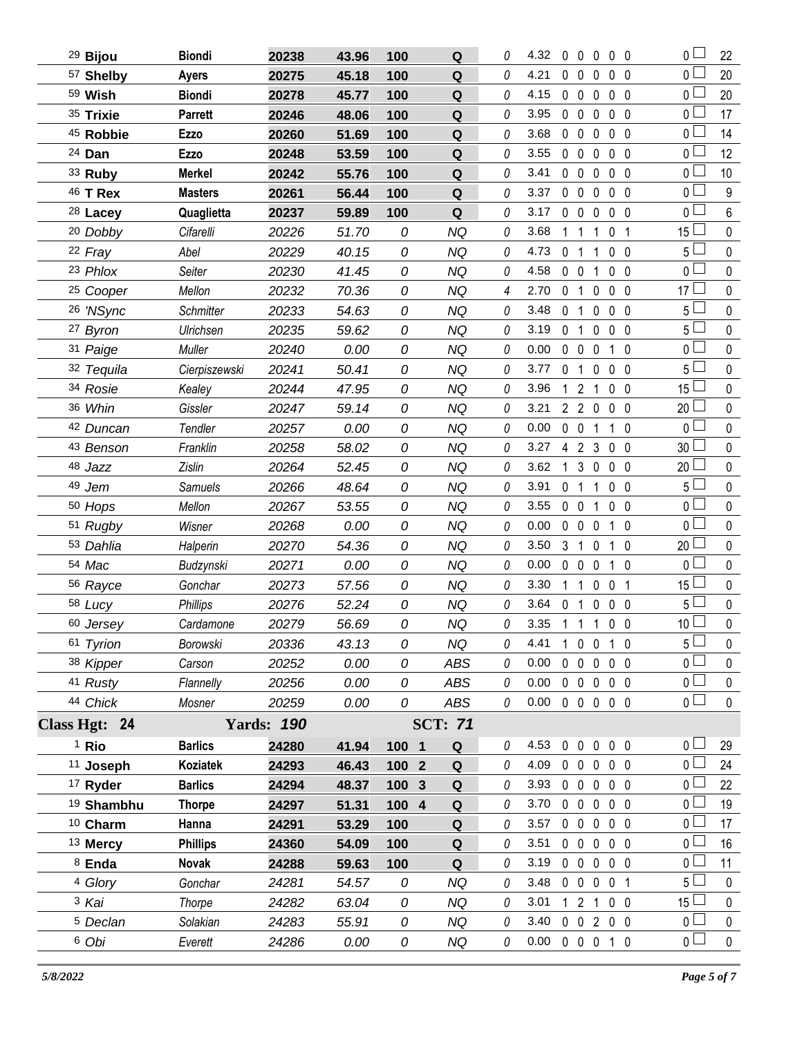| | | | | | | | | | | | | | | | |
|---|---|---|---|---|---|---|---|---|---|---|---|---|---|---|---|
| 29 **Bijou** | **Biondi** | **20238** | **43.96** | **100** | | **Q** | 0 | 4.32 | 0 | 0 | 0 | 0 | 0 | 0 | 22 |
| 57 **Shelby** | **Ayers** | **20275** | **45.18** | **100** | | **Q** | 0 | 4.21 | 0 | 0 | 0 | 0 | 0 | 0 | 20 |
| 59 **Wish** | **Biondi** | **20278** | **45.77** | **100** | | **Q** | 0 | 4.15 | 0 | 0 | 0 | 0 | 0 | 0 | 20 |
| 35 **Trixie** | **Parrett** | **20246** | **48.06** | **100** | | **Q** | 0 | 3.95 | 0 | 0 | 0 | 0 | 0 | 0 | 17 |
| 45 **Robbie** | **Ezzo** | **20260** | **51.69** | **100** | | **Q** | 0 | 3.68 | 0 | 0 | 0 | 0 | 0 | 0 | 14 |
| 24 **Dan** | **Ezzo** | **20248** | **53.59** | **100** | | **Q** | 0 | 3.55 | 0 | 0 | 0 | 0 | 0 | 0 | 12 |
| 33 **Ruby** | **Merkel** | **20242** | **55.76** | **100** | | **Q** | 0 | 3.41 | 0 | 0 | 0 | 0 | 0 | 0 | 10 |
| 46 **T Rex** | **Masters** | **20261** | **56.44** | **100** | | **Q** | 0 | 3.37 | 0 | 0 | 0 | 0 | 0 | 0 | 9 |
| 28 **Lacey** | **Quaglietta** | **20237** | **59.89** | **100** | | **Q** | 0 | 3.17 | 0 | 0 | 0 | 0 | 0 | 0 | 6 |
| 20 *Dobby* | *Cifarelli* | *20226* | *51.70* | *0* | | *NQ* | 0 | 3.68 | 1 | 1 | 1 | 0 | 1 | 15 | 0 |
| 22 *Fray* | *Abel* | *20229* | *40.15* | *0* | | *NQ* | 0 | 4.73 | 0 | 1 | 1 | 0 | 0 | 5 | 0 |
| 23 *Phlox* | *Seiter* | *20230* | *41.45* | *0* | | *NQ* | 0 | 4.58 | 0 | 0 | 1 | 0 | 0 | 0 | 0 |
| 25 *Cooper* | *Mellon* | *20232* | *70.36* | *0* | | *NQ* | 4 | 2.70 | 0 | 1 | 0 | 0 | 0 | 17 | 0 |
| 26 *'NSync* | *Schmitter* | *20233* | *54.63* | *0* | | *NQ* | 0 | 3.48 | 0 | 1 | 0 | 0 | 0 | 5 | 0 |
| 27 *Byron* | *Ulrichsen* | *20235* | *59.62* | *0* | | *NQ* | 0 | 3.19 | 0 | 1 | 0 | 0 | 0 | 5 | 0 |
| 31 *Paige* | *Muller* | *20240* | *0.00* | *0* | | *NQ* | 0 | 0.00 | 0 | 0 | 0 | 1 | 0 | 0 | 0 |
| 32 *Tequila* | *Cierpiszewski* | *20241* | *50.41* | *0* | | *NQ* | 0 | 3.77 | 0 | 1 | 0 | 0 | 0 | 5 | 0 |
| 34 *Rosie* | *Kealey* | *20244* | *47.95* | *0* | | *NQ* | 0 | 3.96 | 1 | 2 | 1 | 0 | 0 | 15 | 0 |
| 36 *Whin* | *Gissler* | *20247* | *59.14* | *0* | | *NQ* | 0 | 3.21 | 2 | 2 | 0 | 0 | 0 | 20 | 0 |
| 42 *Duncan* | *Tendler* | *20257* | *0.00* | *0* | | *NQ* | 0 | 0.00 | 0 | 0 | 1 | 1 | 0 | 0 | 0 |
| 43 *Benson* | *Franklin* | *20258* | *58.02* | *0* | | *NQ* | 0 | 3.27 | 4 | 2 | 3 | 0 | 0 | 30 | 0 |
| 48 *Jazz* | *Zislin* | *20264* | *52.45* | *0* | | *NQ* | 0 | 3.62 | 1 | 3 | 0 | 0 | 0 | 20 | 0 |
| 49 *Jem* | *Samuels* | *20266* | *48.64* | *0* | | *NQ* | 0 | 3.91 | 0 | 1 | 1 | 0 | 0 | 5 | 0 |
| 50 *Hops* | *Mellon* | *20267* | *53.55* | *0* | | *NQ* | 0 | 3.55 | 0 | 0 | 1 | 0 | 0 | 0 | 0 |
| 51 *Rugby* | *Wisner* | *20268* | *0.00* | *0* | | *NQ* | 0 | 0.00 | 0 | 0 | 0 | 1 | 0 | 0 | 0 |
| 53 *Dahlia* | *Halperin* | *20270* | *54.36* | *0* | | *NQ* | 0 | 3.50 | 3 | 1 | 0 | 1 | 0 | 20 | 0 |
| 54 *Mac* | *Budzynski* | *20271* | *0.00* | *0* | | *NQ* | 0 | 0.00 | 0 | 0 | 0 | 1 | 0 | 0 | 0 |
| 56 *Rayce* | *Gonchar* | *20273* | *57.56* | *0* | | *NQ* | 0 | 3.30 | 1 | 1 | 0 | 0 | 1 | 15 | 0 |
| 58 *Lucy* | *Phillips* | *20276* | *52.24* | *0* | | *NQ* | 0 | 3.64 | 0 | 1 | 0 | 0 | 0 | 5 | 0 |
| 60 *Jersey* | *Cardamone* | *20279* | *56.69* | *0* | | *NQ* | 0 | 3.35 | 1 | 1 | 1 | 0 | 0 | 10 | 0 |
| 61 *Tyrion* | *Borowski* | *20336* | *43.13* | *0* | | *NQ* | 0 | 4.41 | 1 | 0 | 0 | 1 | 0 | 5 | 0 |
| 38 *Kipper* | *Carson* | *20252* | *0.00* | *0* | | *ABS* | 0 | 0.00 | 0 | 0 | 0 | 0 | 0 | 0 | 0 |
| 41 *Rusty* | *Flannelly* | *20256* | *0.00* | *0* | | *ABS* | 0 | 0.00 | 0 | 0 | 0 | 0 | 0 | 0 | 0 |
| 44 *Chick* | *Mosner* | *20259* | *0.00* | *0* | | *ABS* | 0 | 0.00 | 0 | 0 | 0 | 0 | 0 | 0 | 0 |
| **Class Hgt: 24** | | **Yards: 190** | | | | **SCT: 71** | | | | | | | | | |
| 1 **Rio** | **Barlics** | **24280** | **41.94** | **100** | **1** | **Q** | 0 | 4.53 | 0 | 0 | 0 | 0 | 0 | 0 | 29 |
| 11 **Joseph** | **Koziatek** | **24293** | **46.43** | **100** | **2** | **Q** | 0 | 4.09 | 0 | 0 | 0 | 0 | 0 | 0 | 24 |
| 17 **Ryder** | **Barlics** | **24294** | **48.37** | **100** | **3** | **Q** | 0 | 3.93 | 0 | 0 | 0 | 0 | 0 | 0 | 22 |
| 19 **Shambhu** | **Thorpe** | **24297** | **51.31** | **100** | **4** | **Q** | 0 | 3.70 | 0 | 0 | 0 | 0 | 0 | 0 | 19 |
| 10 **Charm** | **Hanna** | **24291** | **53.29** | **100** | | **Q** | 0 | 3.57 | 0 | 0 | 0 | 0 | 0 | 0 | 17 |
| 13 **Mercy** | **Phillips** | **24360** | **54.09** | **100** | | **Q** | 0 | 3.51 | 0 | 0 | 0 | 0 | 0 | 0 | 16 |
| 8 **Enda** | **Novak** | **24288** | **59.63** | **100** | | **Q** | 0 | 3.19 | 0 | 0 | 0 | 0 | 0 | 0 | 11 |
| 4 *Glory* | *Gonchar* | *24281* | *54.57* | *0* | | *NQ* | 0 | 3.48 | 0 | 0 | 0 | 0 | 1 | 5 | 0 |
| 3 *Kai* | *Thorpe* | *24282* | *63.04* | *0* | | *NQ* | 0 | 3.01 | 1 | 2 | 1 | 0 | 0 | 15 | 0 |
| 5 *Declan* | *Solakian* | *24283* | *55.91* | *0* | | *NQ* | 0 | 3.40 | 0 | 0 | 2 | 0 | 0 | 0 | 0 |
| 6 *Obi* | *Everett* | *24286* | *0.00* | *0* | | *NQ* | 0 | 0.00 | 0 | 0 | 0 | 1 | 0 | 0 | 0 |

*5/8/2022*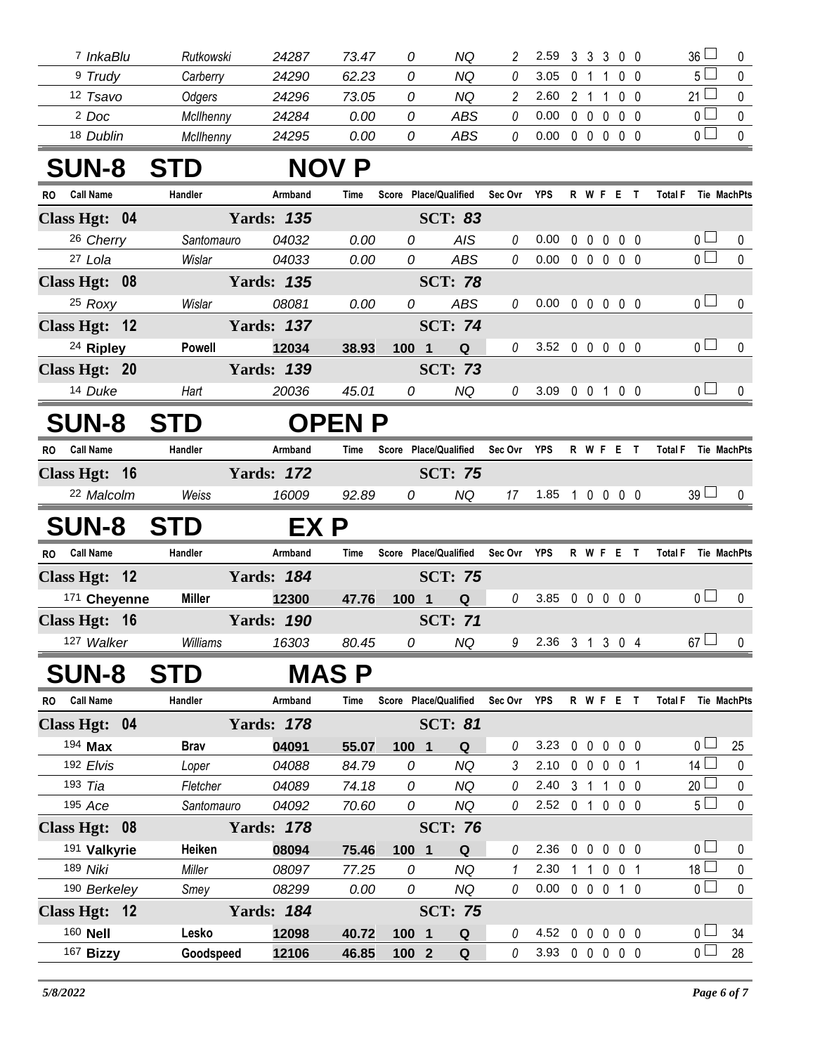| RO | Call Name | Handler | Armband | Time | Score | Place/Qualified | Sec Ovr | YPS | R | W | F | E | T | Total F | Tie | MachPts |
|---|---|---|---|---|---|---|---|---|---|---|---|---|---|---|---|---|
| 7 | *InkaBlu* | *Rutkowski* | *24287* | *73.47* | *0* | *NQ* | *2* | 2.59 | 3 | 3 | 3 | 0 | 0 | 36 | | 0 |
| 9 | *Trudy* | *Carberry* | *24290* | *62.23* | *0* | *NQ* | *0* | 3.05 | 0 | 1 | 1 | 0 | 0 | 5 | | 0 |
| 12 | *Tsavo* | *Odgers* | *24296* | *73.05* | *0* | *NQ* | *2* | 2.60 | 2 | 1 | 1 | 0 | 0 | 21 | | 0 |
| 2 | *Doc* | *McIlhenny* | *24284* | *0.00* | *0* | *ABS* | *0* | 0.00 | 0 | 0 | 0 | 0 | 0 | 0 | | 0 |
| 18 | *Dublin* | *McIlhenny* | *24295* | *0.00* | *0* | *ABS* | *0* | 0.00 | 0 | 0 | 0 | 0 | 0 | 0 | | 0 |

# SUN-8 STD NOV P

| RO | Call Name | Handler | Armband | Time | Score | Place/Qualified | Sec Ovr | YPS | R | W | F | E | T | Total F | Tie | MachPts |
|---|---|---|---|---|---|---|---|---|---|---|---|---|---|---|---|---|
| **Class Hgt: 04** | | | **Yards: 135** | | | **SCT: 83** | | | | | | | | | | |
| 26 | *Cherry* | *Santomauro* | *04032* | *0.00* | *0* | *AIS* | *0* | 0.00 | 0 | 0 | 0 | 0 | 0 | 0 | | 0 |
| 27 | *Lola* | *Wislar* | *04033* | *0.00* | *0* | *ABS* | *0* | 0.00 | 0 | 0 | 0 | 0 | 0 | 0 | | 0 |
| **Class Hgt: 08** | | | **Yards: 135** | | | **SCT: 78** | | | | | | | | | | |
| 25 | *Roxy* | *Wislar* | *08081* | *0.00* | *0* | *ABS* | *0* | 0.00 | 0 | 0 | 0 | 0 | 0 | 0 | | 0 |
| **Class Hgt: 12** | | | **Yards: 137** | | | **SCT: 74** | | | | | | | | | | |
| 24 | **Ripley** | **Powell** | **12034** | **38.93** | **100** | **1 Q** | *0* | 3.52 | 0 | 0 | 0 | 0 | 0 | 0 | | 0 |
| **Class Hgt: 20** | | | **Yards: 139** | | | **SCT: 73** | | | | | | | | | | |
| 14 | *Duke* | *Hart* | *20036* | *45.01* | *0* | *NQ* | *0* | 3.09 | 0 | 0 | 1 | 0 | 0 | 0 | | 0 |

# SUN-8 STD OPEN P

| RO | Call Name | Handler | Armband | Time | Score | Place/Qualified | Sec Ovr | YPS | R | W | F | E | T | Total F | Tie | MachPts |
|---|---|---|---|---|---|---|---|---|---|---|---|---|---|---|---|---|
| **Class Hgt: 16** | | | **Yards: 172** | | | **SCT: 75** | | | | | | | | | | |
| 22 | *Malcolm* | *Weiss* | *16009* | *92.89* | *0* | *NQ* | *17* | 1.85 | 1 | 0 | 0 | 0 | 0 | 39 | | 0 |

# SUN-8 STD EX P

| RO | Call Name | Handler | Armband | Time | Score | Place/Qualified | Sec Ovr | YPS | R | W | F | E | T | Total F | Tie | MachPts |
|---|---|---|---|---|---|---|---|---|---|---|---|---|---|---|---|---|
| **Class Hgt: 12** | | | **Yards: 184** | | | **SCT: 75** | | | | | | | | | | |
| 171 | **Cheyenne** | **Miller** | **12300** | **47.76** | **100** | **1 Q** | *0* | 3.85 | 0 | 0 | 0 | 0 | 0 | 0 | | 0 |
| **Class Hgt: 16** | | | **Yards: 190** | | | **SCT: 71** | | | | | | | | | | |
| 127 | *Walker* | *Williams* | *16303* | *80.45* | *0* | *NQ* | *9* | 2.36 | 3 | 1 | 3 | 0 | 4 | 67 | | 0 |

# SUN-8 STD MAS P

| RO | Call Name | Handler | Armband | Time | Score | Place/Qualified | Sec Ovr | YPS | R | W | F | E | T | Total F | Tie | MachPts |
|---|---|---|---|---|---|---|---|---|---|---|---|---|---|---|---|---|
| **Class Hgt: 04** | | | **Yards: 178** | | | **SCT: 81** | | | | | | | | | | |
| 194 | **Max** | **Brav** | **04091** | **55.07** | **100** | **1 Q** | *0* | 3.23 | 0 | 0 | 0 | 0 | 0 | 0 | | 25 |
| 192 | *Elvis* | *Loper* | *04088* | *84.79* | *0* | *NQ* | *3* | 2.10 | 0 | 0 | 0 | 0 | 1 | 14 | | 0 |
| 193 | *Tia* | *Fletcher* | *04089* | *74.18* | *0* | *NQ* | *0* | 2.40 | 3 | 1 | 1 | 0 | 0 | 20 | | 0 |
| 195 | *Ace* | *Santomauro* | *04092* | *70.60* | *0* | *NQ* | *0* | 2.52 | 0 | 1 | 0 | 0 | 0 | 5 | | 0 |
| **Class Hgt: 08** | | | **Yards: 178** | | | **SCT: 76** | | | | | | | | | | |
| 191 | **Valkyrie** | **Heiken** | **08094** | **75.46** | **100** | **1 Q** | *0* | 2.36 | 0 | 0 | 0 | 0 | 0 | 0 | | 0 |
| 189 | *Niki* | *Miller* | *08097* | *77.25* | *0* | *NQ* | *1* | 2.30 | 1 | 1 | 0 | 0 | 1 | 18 | | 0 |
| 190 | *Berkeley* | *Smey* | *08299* | *0.00* | *0* | *NQ* | *0* | 0.00 | 0 | 0 | 0 | 1 | 0 | 0 | | 0 |
| **Class Hgt: 12** | | | **Yards: 184** | | | **SCT: 75** | | | | | | | | | | |
| 160 | **Nell** | **Lesko** | **12098** | **40.72** | **100** | **1 Q** | *0* | 4.52 | 0 | 0 | 0 | 0 | 0 | 0 | | 34 |
| 167 | **Bizzy** | **Goodspeed** | **12106** | **46.85** | **100** | **2 Q** | *0* | 3.93 | 0 | 0 | 0 | 0 | 0 | 0 | | 28 |

*5/8/2022*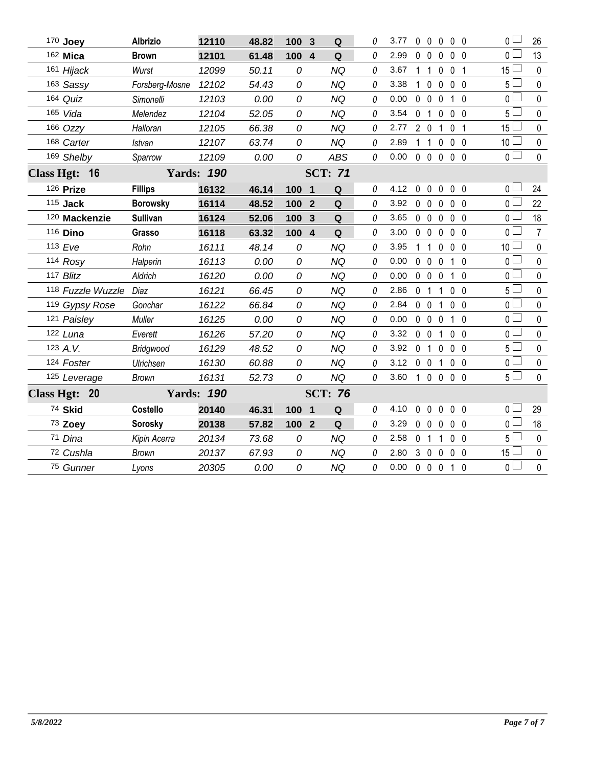| | | | | | | | | | | | | | | | | |
|---|---|---|---|---|---|---|---|---|---|---|---|---|---|---|---|---|
| 170 **Joey** | **Albrizio** | **12110** | **48.82** | **100** | **3** | **Q** | 0 | 3.77 | 0 | 0 | 0 | 0 | 0 | 0 | | 26 |
| 162 **Mica** | **Brown** | **12101** | **61.48** | **100** | **4** | **Q** | 0 | 2.99 | 0 | 0 | 0 | 0 | 0 | 0 | | 13 |
| 161 *Hijack* | *Wurst* | *12099* | *50.11* | *0* | | *NQ* | 0 | 3.67 | 1 | 1 | 0 | 0 | 1 | 15 | | 0 |
| 163 *Sassy* | *Forsberg-Mosne* | *12102* | *54.43* | *0* | | *NQ* | 0 | 3.38 | 1 | 0 | 0 | 0 | 0 | 5 | | 0 |
| 164 *Quiz* | *Simonelli* | *12103* | *0.00* | *0* | | *NQ* | 0 | 0.00 | 0 | 0 | 0 | 1 | 0 | 0 | | 0 |
| 165 *Vida* | *Melendez* | *12104* | *52.05* | *0* | | *NQ* | 0 | 3.54 | 0 | 1 | 0 | 0 | 0 | 5 | | 0 |
| 166 *Ozzy* | *Halloran* | *12105* | *66.38* | *0* | | *NQ* | 0 | 2.77 | 2 | 0 | 1 | 0 | 1 | 15 | | 0 |
| 168 *Carter* | *Istvan* | *12107* | *63.74* | *0* | | *NQ* | 0 | 2.89 | 1 | 1 | 0 | 0 | 0 | 10 | | 0 |
| 169 *Shelby* | *Sparrow* | *12109* | *0.00* | *0* | | *ABS* | 0 | 0.00 | 0 | 0 | 0 | 0 | 0 | 0 | | 0 |
| **Class Hgt: 16** | | **Yards: 190** | | | | **SCT: 71** | | | | | | | | | | |
| 126 **Prize** | **Fillips** | **16132** | **46.14** | **100** | **1** | **Q** | 0 | 4.12 | 0 | 0 | 0 | 0 | 0 | 0 | | 24 |
| 115 **Jack** | **Borowsky** | **16114** | **48.52** | **100** | **2** | **Q** | 0 | 3.92 | 0 | 0 | 0 | 0 | 0 | 0 | | 22 |
| 120 **Mackenzie** | **Sullivan** | **16124** | **52.06** | **100** | **3** | **Q** | 0 | 3.65 | 0 | 0 | 0 | 0 | 0 | 0 | | 18 |
| 116 **Dino** | **Grasso** | **16118** | **63.32** | **100** | **4** | **Q** | 0 | 3.00 | 0 | 0 | 0 | 0 | 0 | 0 | | 7 |
| 113 *Eve* | *Rohn* | *16111* | *48.14* | *0* | | *NQ* | 0 | 3.95 | 1 | 1 | 0 | 0 | 0 | 10 | | 0 |
| 114 *Rosy* | *Halperin* | *16113* | *0.00* | *0* | | *NQ* | 0 | 0.00 | 0 | 0 | 0 | 1 | 0 | 0 | | 0 |
| 117 *Blitz* | *Aldrich* | *16120* | *0.00* | *0* | | *NQ* | 0 | 0.00 | 0 | 0 | 0 | 1 | 0 | 0 | | 0 |
| 118 *Fuzzle Wuzzle* | *Diaz* | *16121* | *66.45* | *0* | | *NQ* | 0 | 2.86 | 0 | 1 | 1 | 0 | 0 | 5 | | 0 |
| 119 *Gypsy Rose* | *Gonchar* | *16122* | *66.84* | *0* | | *NQ* | 0 | 2.84 | 0 | 0 | 1 | 0 | 0 | 0 | | 0 |
| 121 *Paisley* | *Muller* | *16125* | *0.00* | *0* | | *NQ* | 0 | 0.00 | 0 | 0 | 0 | 1 | 0 | 0 | | 0 |
| 122 *Luna* | *Everett* | *16126* | *57.20* | *0* | | *NQ* | 0 | 3.32 | 0 | 0 | 1 | 0 | 0 | 0 | | 0 |
| 123 *A.V.* | *Bridgwood* | *16129* | *48.52* | *0* | | *NQ* | 0 | 3.92 | 0 | 1 | 0 | 0 | 0 | 5 | | 0 |
| 124 *Foster* | *Ulrichsen* | *16130* | *60.88* | *0* | | *NQ* | 0 | 3.12 | 0 | 0 | 1 | 0 | 0 | 0 | | 0 |
| 125 *Leverage* | *Brown* | *16131* | *52.73* | *0* | | *NQ* | 0 | 3.60 | 1 | 0 | 0 | 0 | 0 | 5 | | 0 |
| **Class Hgt: 20** | | **Yards: 190** | | | | **SCT: 76** | | | | | | | | | | |
| 74 **Skid** | **Costello** | **20140** | **46.31** | **100** | **1** | **Q** | 0 | 4.10 | 0 | 0 | 0 | 0 | 0 | 0 | | 29 |
| 73 **Zoey** | **Sorosky** | **20138** | **57.82** | **100** | **2** | **Q** | 0 | 3.29 | 0 | 0 | 0 | 0 | 0 | 0 | | 18 |
| 71 *Dina* | *Kipin Acerra* | *20134* | *73.68* | *0* | | *NQ* | 0 | 2.58 | 0 | 1 | 1 | 0 | 0 | 5 | | 0 |
| 72 *Cushla* | *Brown* | *20137* | *67.93* | *0* | | *NQ* | 0 | 2.80 | 3 | 0 | 0 | 0 | 0 | 15 | | 0 |
| 75 *Gunner* | *Lyons* | *20305* | *0.00* | *0* | | *NQ* | 0 | 0.00 | 0 | 0 | 0 | 1 | 0 | 0 | | 0 |

*5/8/2022*